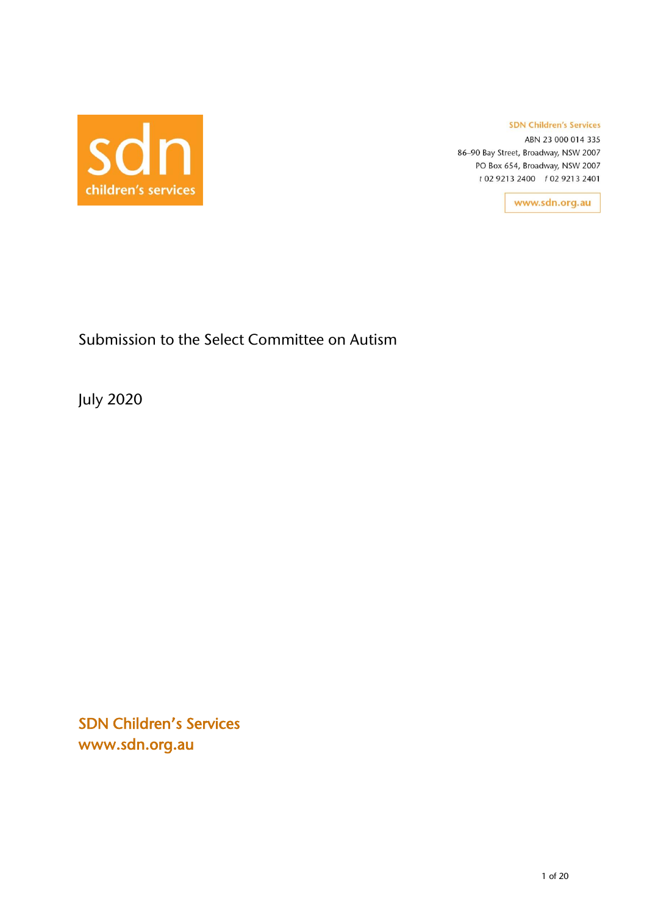sdn
children's services

**SDN Children's Services**
ABN 23 000 014 335
86–90 Bay Street, Broadway, NSW 2007
PO Box 654, Broadway, NSW 2007
t 02 9213 2400 f 02 9213 2401

www.sdn.org.au

# Submission to the Select Committee on Autism

July 2020

**SDN Children's Services**
**www.sdn.org.au**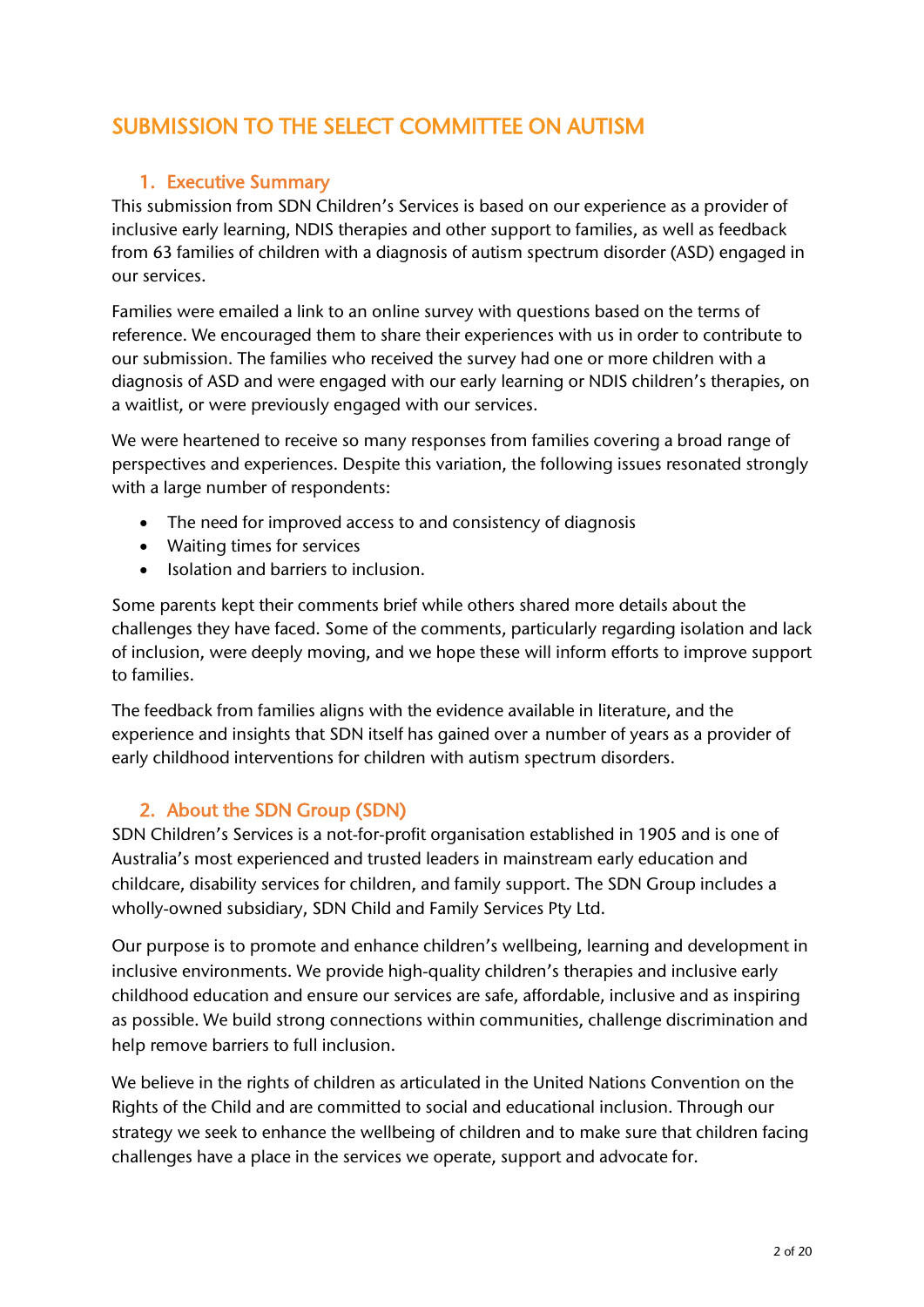# SUBMISSION TO THE SELECT COMMITTEE ON AUTISM

## 1. Executive Summary

This submission from SDN Children's Services is based on our experience as a provider of inclusive early learning, NDIS therapies and other support to families, as well as feedback from 63 families of children with a diagnosis of autism spectrum disorder (ASD) engaged in our services.

Families were emailed a link to an online survey with questions based on the terms of reference. We encouraged them to share their experiences with us in order to contribute to our submission. The families who received the survey had one or more children with a diagnosis of ASD and were engaged with our early learning or NDIS children's therapies, on a waitlist, or were previously engaged with our services.

We were heartened to receive so many responses from families covering a broad range of perspectives and experiences. Despite this variation, the following issues resonated strongly with a large number of respondents:

- The need for improved access to and consistency of diagnosis
- Waiting times for services
- Isolation and barriers to inclusion.

Some parents kept their comments brief while others shared more details about the challenges they have faced. Some of the comments, particularly regarding isolation and lack of inclusion, were deeply moving, and we hope these will inform efforts to improve support to families.

The feedback from families aligns with the evidence available in literature, and the experience and insights that SDN itself has gained over a number of years as a provider of early childhood interventions for children with autism spectrum disorders.

## 2. About the SDN Group (SDN)

SDN Children's Services is a not-for-profit organisation established in 1905 and is one of Australia's most experienced and trusted leaders in mainstream early education and childcare, disability services for children, and family support. The SDN Group includes a wholly-owned subsidiary, SDN Child and Family Services Pty Ltd.

Our purpose is to promote and enhance children's wellbeing, learning and development in inclusive environments. We provide high-quality children's therapies and inclusive early childhood education and ensure our services are safe, affordable, inclusive and as inspiring as possible. We build strong connections within communities, challenge discrimination and help remove barriers to full inclusion.

We believe in the rights of children as articulated in the United Nations Convention on the Rights of the Child and are committed to social and educational inclusion. Through our strategy we seek to enhance the wellbeing of children and to make sure that children facing challenges have a place in the services we operate, support and advocate for.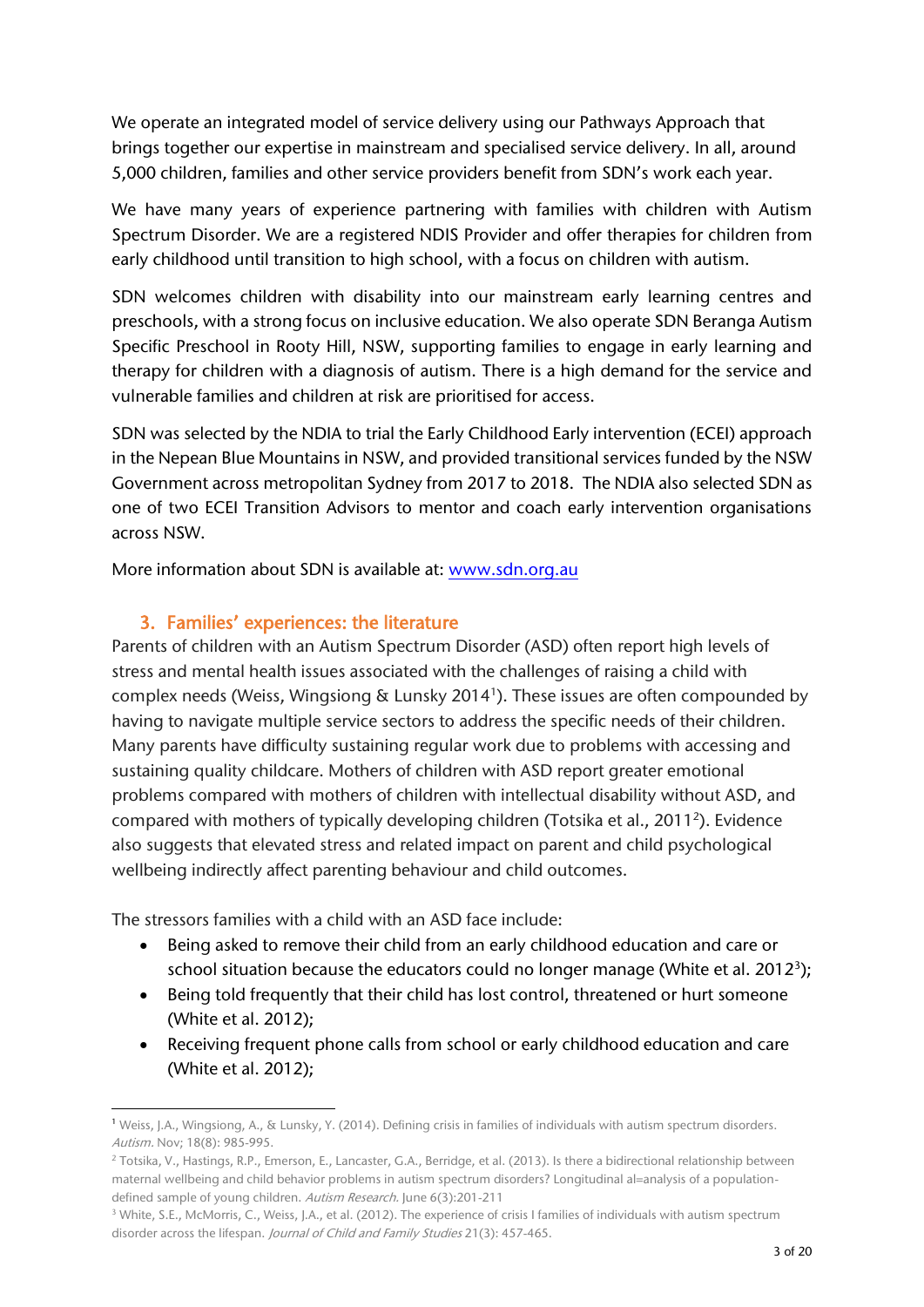We operate an integrated model of service delivery using our Pathways Approach that brings together our expertise in mainstream and specialised service delivery. In all, around 5,000 children, families and other service providers benefit from SDN's work each year.

We have many years of experience partnering with families with children with Autism Spectrum Disorder. We are a registered NDIS Provider and offer therapies for children from early childhood until transition to high school, with a focus on children with autism.

SDN welcomes children with disability into our mainstream early learning centres and preschools, with a strong focus on inclusive education. We also operate SDN Beranga Autism Specific Preschool in Rooty Hill, NSW, supporting families to engage in early learning and therapy for children with a diagnosis of autism. There is a high demand for the service and vulnerable families and children at risk are prioritised for access.

SDN was selected by the NDIA to trial the Early Childhood Early intervention (ECEI) approach in the Nepean Blue Mountains in NSW, and provided transitional services funded by the NSW Government across metropolitan Sydney from 2017 to 2018. The NDIA also selected SDN as one of two ECEI Transition Advisors to mentor and coach early intervention organisations across NSW.

More information about SDN is available at: [www.sdn.org.au](http://www.sdn.org.au)

## 3. Families' experiences: the literature

Parents of children with an Autism Spectrum Disorder (ASD) often report high levels of stress and mental health issues associated with the challenges of raising a child with complex needs (Weiss, Wingsiong & Lunsky 2014[1]). These issues are often compounded by having to navigate multiple service sectors to address the specific needs of their children. Many parents have difficulty sustaining regular work due to problems with accessing and sustaining quality childcare. Mothers of children with ASD report greater emotional problems compared with mothers of children with intellectual disability without ASD, and compared with mothers of typically developing children (Totsika et al., 2011[2]). Evidence also suggests that elevated stress and related impact on parent and child psychological wellbeing indirectly affect parenting behaviour and child outcomes.

The stressors families with a child with an ASD face include:

- Being asked to remove their child from an early childhood education and care or school situation because the educators could no longer manage (White et al. 2012[3]);
- Being told frequently that their child has lost control, threatened or hurt someone (White et al. 2012);
- Receiving frequent phone calls from school or early childhood education and care (White et al. 2012);

---

[1] Weiss, J.A., Wingsiong, A., & Lunsky, Y. (2014). Defining crisis in families of individuals with autism spectrum disorders. *Autism*. Nov; 18(8): 985-995.

[2] Totsika, V., Hastings, R.P., Emerson, E., Lancaster, G.A., Berridge, et al. (2013). Is there a bidirectional relationship between maternal wellbeing and child behavior problems in autism spectrum disorders? Longitudinal al=analysis of a population-defined sample of young children. *Autism Research*. June 6(3):201-211

[3] White, S.E., McMorris, C., Weiss, J.A., et al. (2012). The experience of crisis I families of individuals with autism spectrum disorder across the lifespan. *Journal of Child and Family Studies* 21(3): 457-465.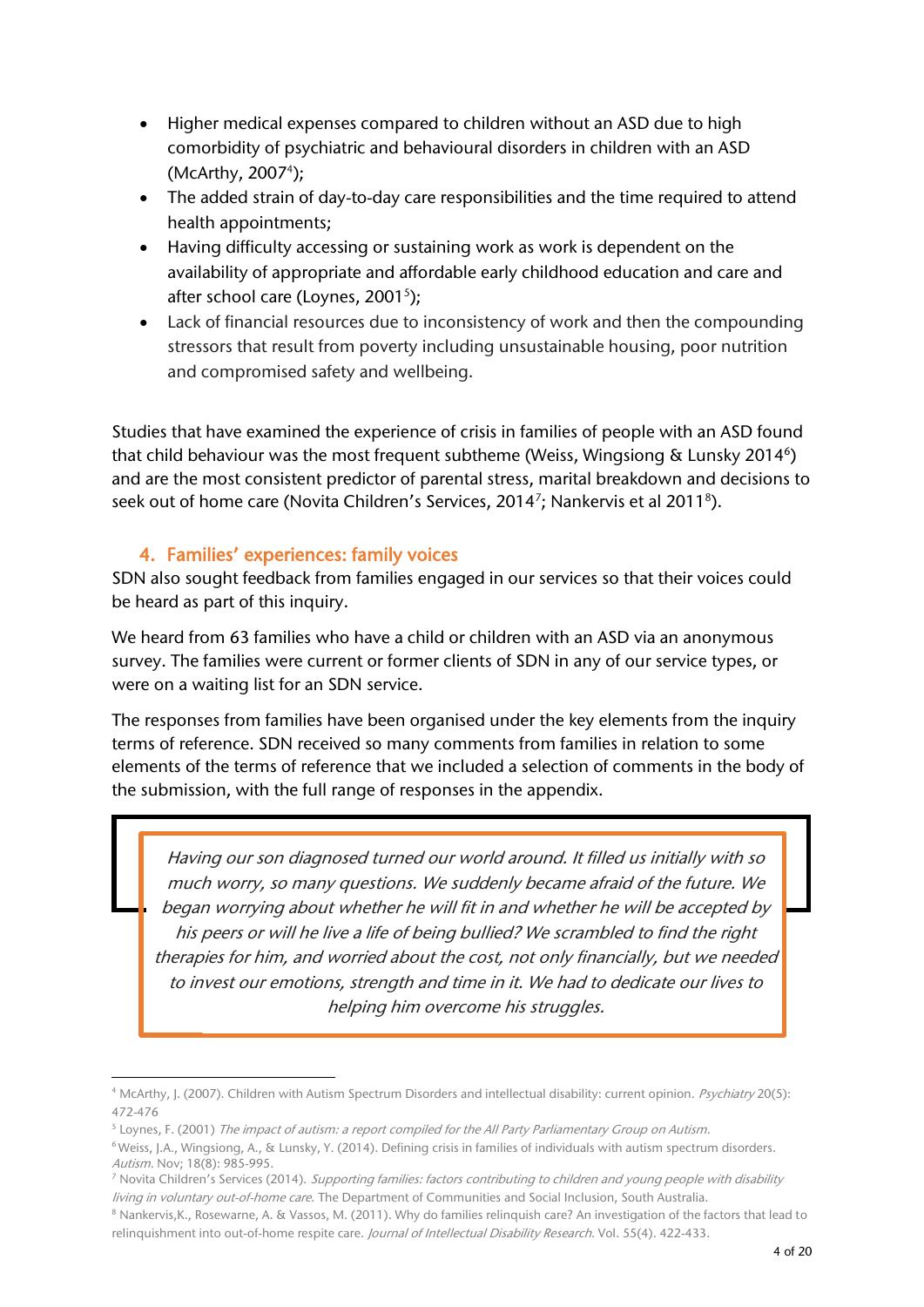- Higher medical expenses compared to children without an ASD due to high comorbidity of psychiatric and behavioural disorders in children with an ASD (McArthy, 2007[4]);
- The added strain of day-to-day care responsibilities and the time required to attend health appointments;
- Having difficulty accessing or sustaining work as work is dependent on the availability of appropriate and affordable early childhood education and care and after school care (Loynes, 2001[5]);
- Lack of financial resources due to inconsistency of work and then the compounding stressors that result from poverty including unsustainable housing, poor nutrition and compromised safety and wellbeing.

Studies that have examined the experience of crisis in families of people with an ASD found that child behaviour was the most frequent subtheme (Weiss, Wingsiong & Lunsky 2014[6]) and are the most consistent predictor of parental stress, marital breakdown and decisions to seek out of home care (Novita Children's Services, 2014[7]; Nankervis et al 2011[8]).

## 4. Families' experiences: family voices

SDN also sought feedback from families engaged in our services so that their voices could be heard as part of this inquiry.

We heard from 63 families who have a child or children with an ASD via an anonymous survey. The families were current or former clients of SDN in any of our service types, or were on a waiting list for an SDN service.

The responses from families have been organised under the key elements from the inquiry terms of reference. SDN received so many comments from families in relation to some elements of the terms of reference that we included a selection of comments in the body of the submission, with the full range of responses in the appendix.

> *Having our son diagnosed turned our world around. It filled us initially with so much worry, so many questions. We suddenly became afraid of the future. We began worrying about whether he will fit in and whether he will be accepted by his peers or will he live a life of being bullied? We scrambled to find the right therapies for him, and worried about the cost, not only financially, but we needed to invest our emotions, strength and time in it. We had to dedicate our lives to helping him overcome his struggles.*

---

[4] McArthy, J. (2007). Children with Autism Spectrum Disorders and intellectual disability: current opinion. *Psychiatry* 20(5): 472-476

[5] Loynes, F. (2001) *The impact of autism: a report compiled for the All Party Parliamentary Group on Autism.*

[6] Weiss, J.A., Wingsiong, A., & Lunsky, Y. (2014). Defining crisis in families of individuals with autism spectrum disorders. *Autism*. Nov; 18(8): 985-995.

[7] Novita Children's Services (2014). *Supporting families: factors contributing to children and young people with disability living in voluntary out-of-home care.* The Department of Communities and Social Inclusion, South Australia.

[8] Nankervis,K., Rosewarne, A. & Vassos, M. (2011). Why do families relinquish care? An investigation of the factors that lead to relinquishment into out-of-home respite care. *Journal of Intellectual Disability Research*. Vol. 55(4). 422-433.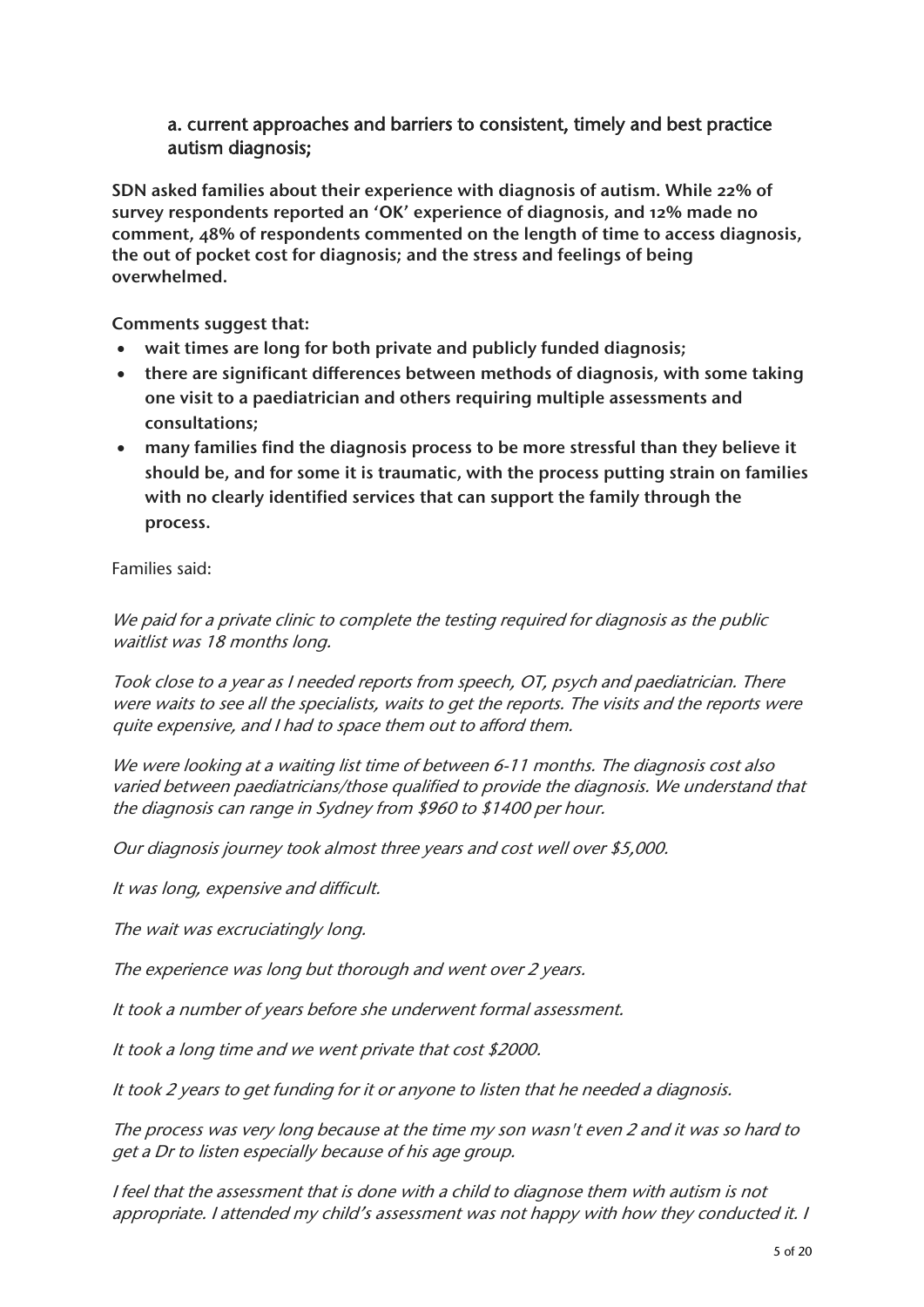## a. current approaches and barriers to consistent, timely and best practice autism diagnosis;

**SDN asked families about their experience with diagnosis of autism. While 22% of survey respondents reported an 'OK' experience of diagnosis, and 12% made no comment, 48% of respondents commented on the length of time to access diagnosis, the out of pocket cost for diagnosis; and the stress and feelings of being overwhelmed.**

**Comments suggest that:**

- **wait times are long for both private and publicly funded diagnosis;**
- **there are significant differences between methods of diagnosis, with some taking one visit to a paediatrician and others requiring multiple assessments and consultations;**
- **many families find the diagnosis process to be more stressful than they believe it should be, and for some it is traumatic, with the process putting strain on families with no clearly identified services that can support the family through the process.**

Families said:

*We paid for a private clinic to complete the testing required for diagnosis as the public waitlist was 18 months long.*

*Took close to a year as I needed reports from speech, OT, psych and paediatrician. There were waits to see all the specialists, waits to get the reports. The visits and the reports were quite expensive, and I had to space them out to afford them.*

*We were looking at a waiting list time of between 6-11 months. The diagnosis cost also varied between paediatricians/those qualified to provide the diagnosis. We understand that the diagnosis can range in Sydney from $960 to $1400 per hour.*

*Our diagnosis journey took almost three years and cost well over $5,000.*

*It was long, expensive and difficult.*

*The wait was excruciatingly long.*

*The experience was long but thorough and went over 2 years.*

*It took a number of years before she underwent formal assessment.*

*It took a long time and we went private that cost $2000.*

*It took 2 years to get funding for it or anyone to listen that he needed a diagnosis.*

*The process was very long because at the time my son wasn't even 2 and it was so hard to get a Dr to listen especially because of his age group.*

*I feel that the assessment that is done with a child to diagnose them with autism is not appropriate. I attended my child's assessment was not happy with how they conducted it. I*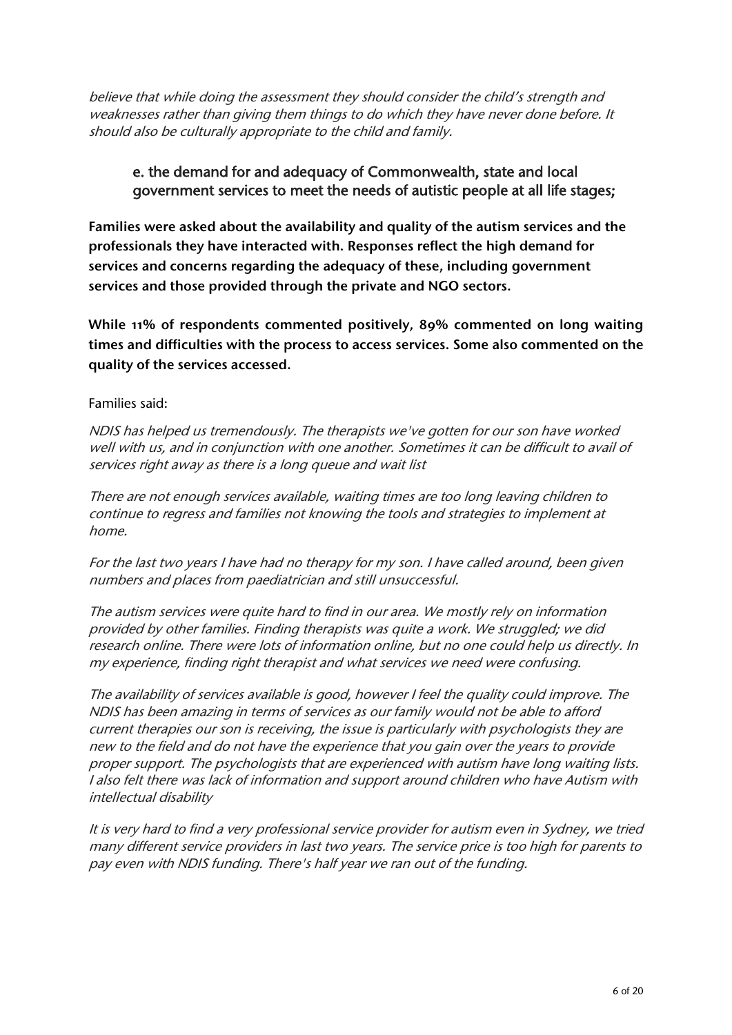*believe that while doing the assessment they should consider the child's strength and weaknesses rather than giving them things to do which they have never done before. It should also be culturally appropriate to the child and family.*

### e. the demand for and adequacy of Commonwealth, state and local government services to meet the needs of autistic people at all life stages;

**Families were asked about the availability and quality of the autism services and the professionals they have interacted with. Responses reflect the high demand for services and concerns regarding the adequacy of these, including government services and those provided through the private and NGO sectors.**

**While 11% of respondents commented positively, 89% commented on long waiting times and difficulties with the process to access services. Some also commented on the quality of the services accessed.**

Families said:

*NDIS has helped us tremendously. The therapists we've gotten for our son have worked well with us, and in conjunction with one another. Sometimes it can be difficult to avail of services right away as there is a long queue and wait list*

*There are not enough services available, waiting times are too long leaving children to continue to regress and families not knowing the tools and strategies to implement at home.*

*For the last two years I have had no therapy for my son. I have called around, been given numbers and places from paediatrician and still unsuccessful.*

*The autism services were quite hard to find in our area. We mostly rely on information provided by other families. Finding therapists was quite a work. We struggled; we did research online. There were lots of information online, but no one could help us directly. In my experience, finding right therapist and what services we need were confusing.*

*The availability of services available is good, however I feel the quality could improve. The NDIS has been amazing in terms of services as our family would not be able to afford current therapies our son is receiving, the issue is particularly with psychologists they are new to the field and do not have the experience that you gain over the years to provide proper support. The psychologists that are experienced with autism have long waiting lists. I also felt there was lack of information and support around children who have Autism with intellectual disability*

*It is very hard to find a very professional service provider for autism even in Sydney, we tried many different service providers in last two years. The service price is too high for parents to pay even with NDIS funding. There's half year we ran out of the funding.*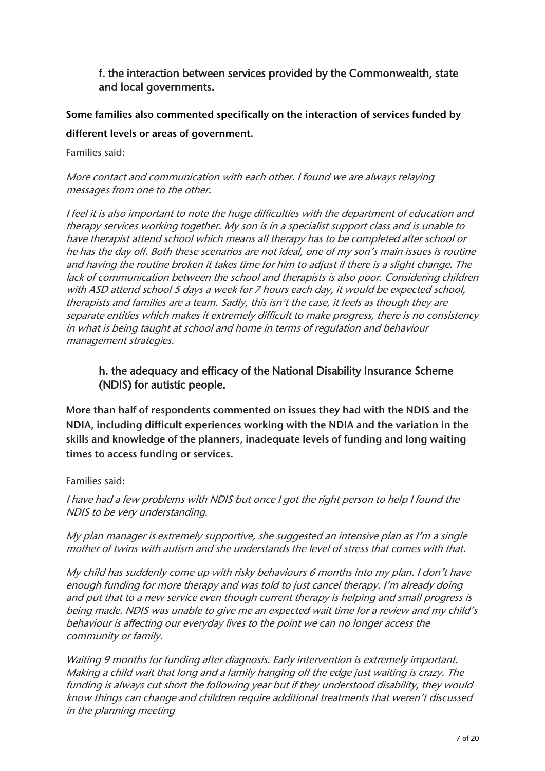### f. the interaction between services provided by the Commonwealth, state and local governments.

**Some families also commented specifically on the interaction of services funded by different levels or areas of government.**

Families said:

*More contact and communication with each other. I found we are always relaying messages from one to the other.*

*I feel it is also important to note the huge difficulties with the department of education and therapy services working together. My son is in a specialist support class and is unable to have therapist attend school which means all therapy has to be completed after school or he has the day off. Both these scenarios are not ideal, one of my son's main issues is routine and having the routine broken it takes time for him to adjust if there is a slight change. The lack of communication between the school and therapists is also poor. Considering children with ASD attend school 5 days a week for 7 hours each day, it would be expected school, therapists and families are a team. Sadly, this isn't the case, it feels as though they are separate entities which makes it extremely difficult to make progress, there is no consistency in what is being taught at school and home in terms of regulation and behaviour management strategies.*

### h. the adequacy and efficacy of the National Disability Insurance Scheme (NDIS) for autistic people.

**More than half of respondents commented on issues they had with the NDIS and the NDIA, including difficult experiences working with the NDIA and the variation in the skills and knowledge of the planners, inadequate levels of funding and long waiting times to access funding or services.**

Families said:

*I have had a few problems with NDIS but once I got the right person to help I found the NDIS to be very understanding.*

*My plan manager is extremely supportive, she suggested an intensive plan as I'm a single mother of twins with autism and she understands the level of stress that comes with that.*

*My child has suddenly come up with risky behaviours 6 months into my plan. I don't have enough funding for more therapy and was told to just cancel therapy. I'm already doing and put that to a new service even though current therapy is helping and small progress is being made. NDIS was unable to give me an expected wait time for a review and my child's behaviour is affecting our everyday lives to the point we can no longer access the community or family.*

*Waiting 9 months for funding after diagnosis. Early intervention is extremely important. Making a child wait that long and a family hanging off the edge just waiting is crazy. The funding is always cut short the following year but if they understood disability, they would know things can change and children require additional treatments that weren't discussed in the planning meeting*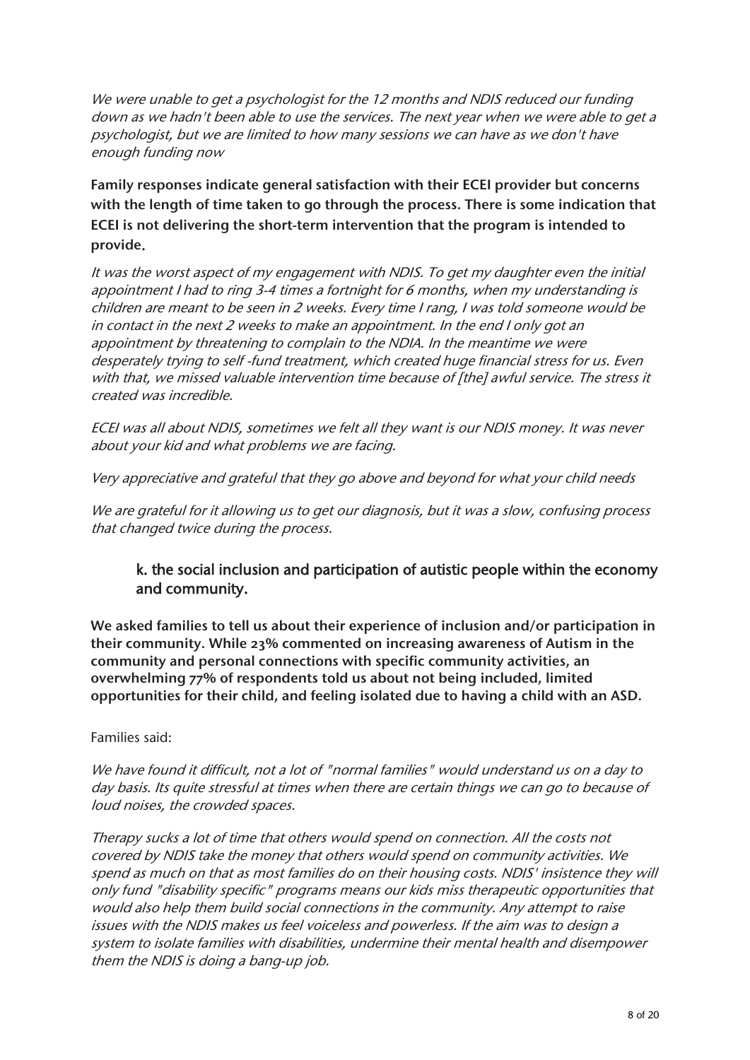*We were unable to get a psychologist for the 12 months and NDIS reduced our funding down as we hadn't been able to use the services. The next year when we were able to get a psychologist, but we are limited to how many sessions we can have as we don't have enough funding now*

**Family responses indicate general satisfaction with their ECEI provider but concerns with the length of time taken to go through the process. There is some indication that ECEI is not delivering the short-term intervention that the program is intended to provide.**

*It was the worst aspect of my engagement with NDIS. To get my daughter even the initial appointment I had to ring 3-4 times a fortnight for 6 months, when my understanding is children are meant to be seen in 2 weeks. Every time I rang, I was told someone would be in contact in the next 2 weeks to make an appointment. In the end I only got an appointment by threatening to complain to the NDIA. In the meantime we were desperately trying to self -fund treatment, which created huge financial stress for us. Even with that, we missed valuable intervention time because of [the] awful service. The stress it created was incredible.*

*ECEI was all about NDIS, sometimes we felt all they want is our NDIS money. It was never about your kid and what problems we are facing.*

*Very appreciative and grateful that they go above and beyond for what your child needs*

*We are grateful for it allowing us to get our diagnosis, but it was a slow, confusing process that changed twice during the process.*

### k. the social inclusion and participation of autistic people within the economy and community.

**We asked families to tell us about their experience of inclusion and/or participation in their community. While 23% commented on increasing awareness of Autism in the community and personal connections with specific community activities, an overwhelming 77% of respondents told us about not being included, limited opportunities for their child, and feeling isolated due to having a child with an ASD.**

Families said:

*We have found it difficult, not a lot of "normal families" would understand us on a day to day basis. Its quite stressful at times when there are certain things we can go to because of loud noises, the crowded spaces.*

*Therapy sucks a lot of time that others would spend on connection. All the costs not covered by NDIS take the money that others would spend on community activities. We spend as much on that as most families do on their housing costs. NDIS' insistence they will only fund "disability specific" programs means our kids miss therapeutic opportunities that would also help them build social connections in the community. Any attempt to raise issues with the NDIS makes us feel voiceless and powerless. If the aim was to design a system to isolate families with disabilities, undermine their mental health and disempower them the NDIS is doing a bang-up job.*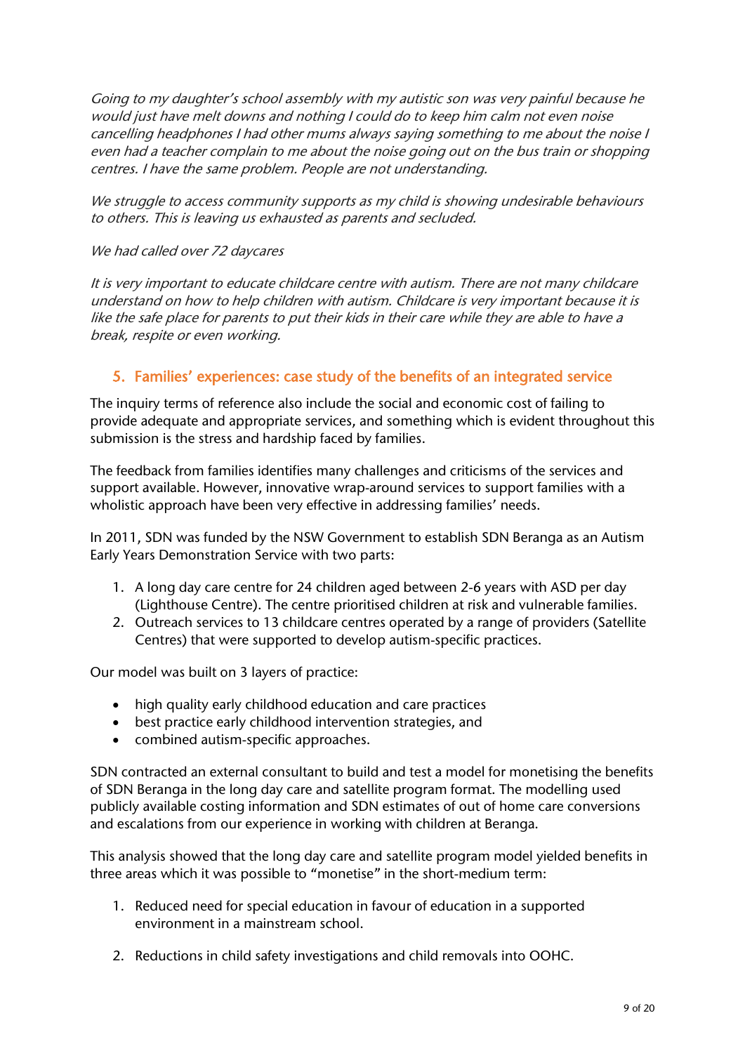*Going to my daughter's school assembly with my autistic son was very painful because he would just have melt downs and nothing I could do to keep him calm not even noise cancelling headphones I had other mums always saying something to me about the noise I even had a teacher complain to me about the noise going out on the bus train or shopping centres. I have the same problem. People are not understanding.*

*We struggle to access community supports as my child is showing undesirable behaviours to others. This is leaving us exhausted as parents and secluded.*

*We had called over 72 daycares*

*It is very important to educate childcare centre with autism. There are not many childcare understand on how to help children with autism. Childcare is very important because it is like the safe place for parents to put their kids in their care while they are able to have a break, respite or even working.*

## 5. Families' experiences: case study of the benefits of an integrated service

The inquiry terms of reference also include the social and economic cost of failing to provide adequate and appropriate services, and something which is evident throughout this submission is the stress and hardship faced by families.

The feedback from families identifies many challenges and criticisms of the services and support available. However, innovative wrap-around services to support families with a wholistic approach have been very effective in addressing families' needs.

In 2011, SDN was funded by the NSW Government to establish SDN Beranga as an Autism Early Years Demonstration Service with two parts:

1. A long day care centre for 24 children aged between 2-6 years with ASD per day (Lighthouse Centre). The centre prioritised children at risk and vulnerable families.
2. Outreach services to 13 childcare centres operated by a range of providers (Satellite Centres) that were supported to develop autism-specific practices.

Our model was built on 3 layers of practice:

- high quality early childhood education and care practices
- best practice early childhood intervention strategies, and
- combined autism-specific approaches.

SDN contracted an external consultant to build and test a model for monetising the benefits of SDN Beranga in the long day care and satellite program format. The modelling used publicly available costing information and SDN estimates of out of home care conversions and escalations from our experience in working with children at Beranga.

This analysis showed that the long day care and satellite program model yielded benefits in three areas which it was possible to "monetise" in the short-medium term:

1. Reduced need for special education in favour of education in a supported environment in a mainstream school.
2. Reductions in child safety investigations and child removals into OOHC.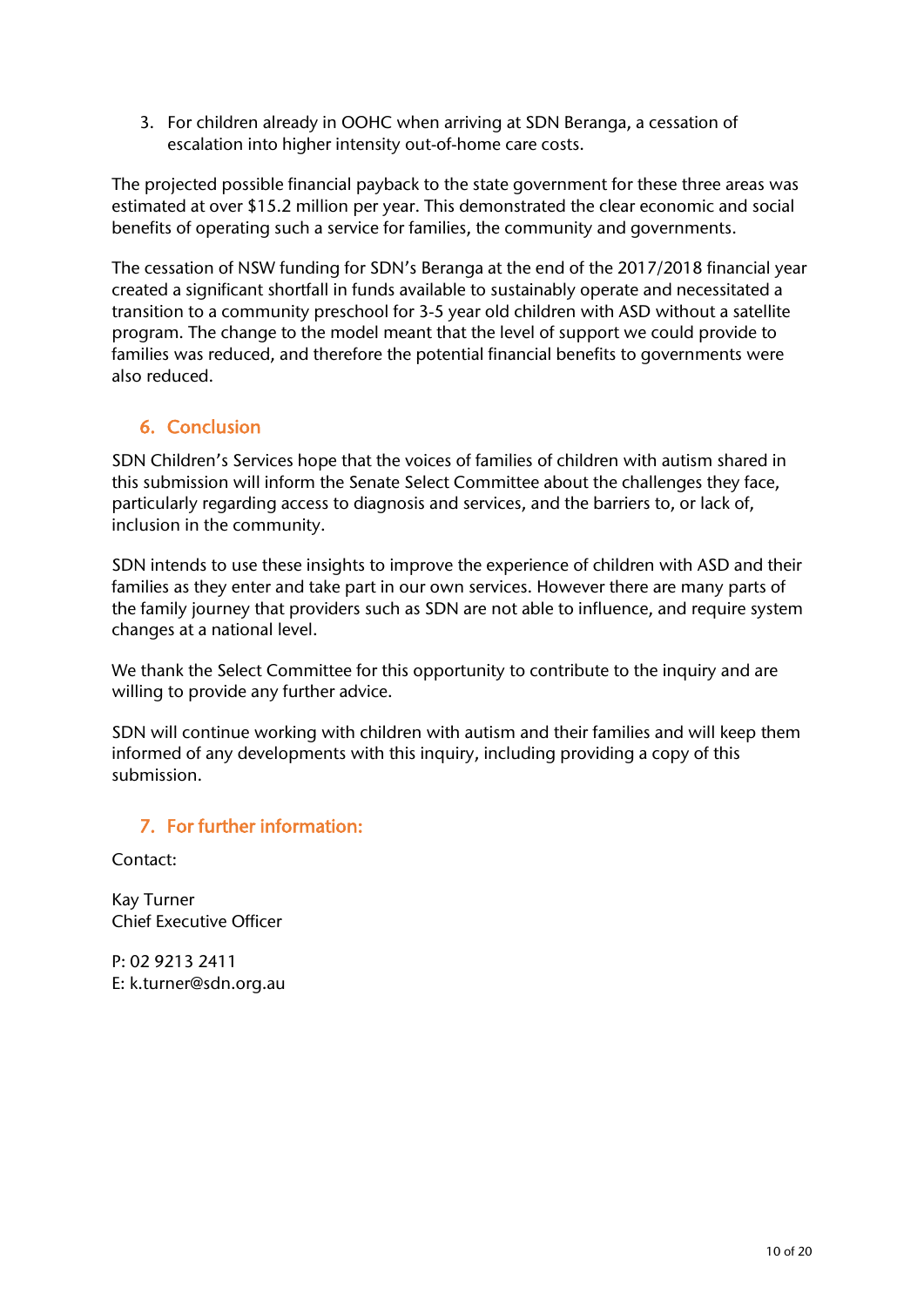3. For children already in OOHC when arriving at SDN Beranga, a cessation of escalation into higher intensity out-of-home care costs.

The projected possible financial payback to the state government for these three areas was estimated at over $15.2 million per year. This demonstrated the clear economic and social benefits of operating such a service for families, the community and governments.

The cessation of NSW funding for SDN's Beranga at the end of the 2017/2018 financial year created a significant shortfall in funds available to sustainably operate and necessitated a transition to a community preschool for 3-5 year old children with ASD without a satellite program. The change to the model meant that the level of support we could provide to families was reduced, and therefore the potential financial benefits to governments were also reduced.

## 6. Conclusion

SDN Children's Services hope that the voices of families of children with autism shared in this submission will inform the Senate Select Committee about the challenges they face, particularly regarding access to diagnosis and services, and the barriers to, or lack of, inclusion in the community.

SDN intends to use these insights to improve the experience of children with ASD and their families as they enter and take part in our own services. However there are many parts of the family journey that providers such as SDN are not able to influence, and require system changes at a national level.

We thank the Select Committee for this opportunity to contribute to the inquiry and are willing to provide any further advice.

SDN will continue working with children with autism and their families and will keep them informed of any developments with this inquiry, including providing a copy of this submission.

## 7. For further information:

Contact:

Kay Turner
Chief Executive Officer

P: 02 9213 2411
E: k.turner@sdn.org.au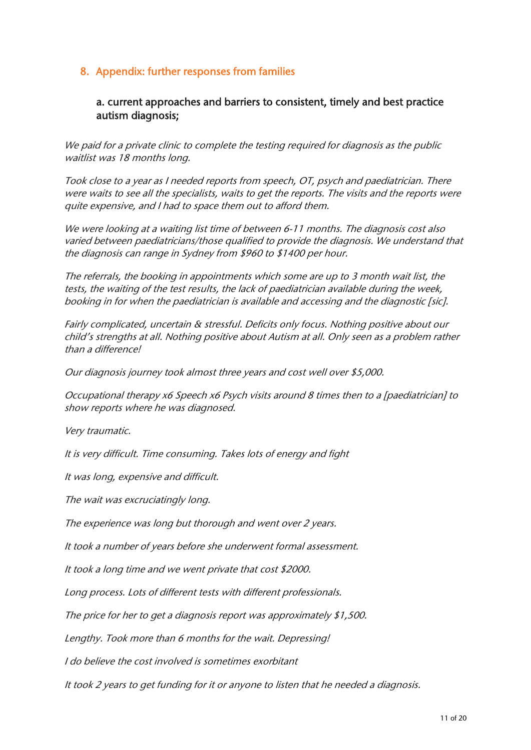## 8. Appendix: further responses from families

### a. current approaches and barriers to consistent, timely and best practice autism diagnosis;

*We paid for a private clinic to complete the testing required for diagnosis as the public waitlist was 18 months long.*

*Took close to a year as I needed reports from speech, OT, psych and paediatrician. There were waits to see all the specialists, waits to get the reports. The visits and the reports were quite expensive, and I had to space them out to afford them.*

*We were looking at a waiting list time of between 6-11 months. The diagnosis cost also varied between paediatricians/those qualified to provide the diagnosis. We understand that the diagnosis can range in Sydney from $960 to $1400 per hour.*

*The referrals, the booking in appointments which some are up to 3 month wait list, the tests, the waiting of the test results, the lack of paediatrician available during the week, booking in for when the paediatrician is available and accessing and the diagnostic [sic].*

*Fairly complicated, uncertain & stressful. Deficits only focus. Nothing positive about our child's strengths at all. Nothing positive about Autism at all. Only seen as a problem rather than a difference!*

*Our diagnosis journey took almost three years and cost well over $5,000.*

*Occupational therapy x6 Speech x6 Psych visits around 8 times then to a [paediatrician] to show reports where he was diagnosed.*

*Very traumatic.*

*It is very difficult. Time consuming. Takes lots of energy and fight*

*It was long, expensive and difficult.*

*The wait was excruciatingly long.*

*The experience was long but thorough and went over 2 years.*

*It took a number of years before she underwent formal assessment.*

*It took a long time and we went private that cost $2000.*

*Long process. Lots of different tests with different professionals.*

*The price for her to get a diagnosis report was approximately $1,500.*

*Lengthy. Took more than 6 months for the wait. Depressing!*

*I do believe the cost involved is sometimes exorbitant*

*It took 2 years to get funding for it or anyone to listen that he needed a diagnosis.*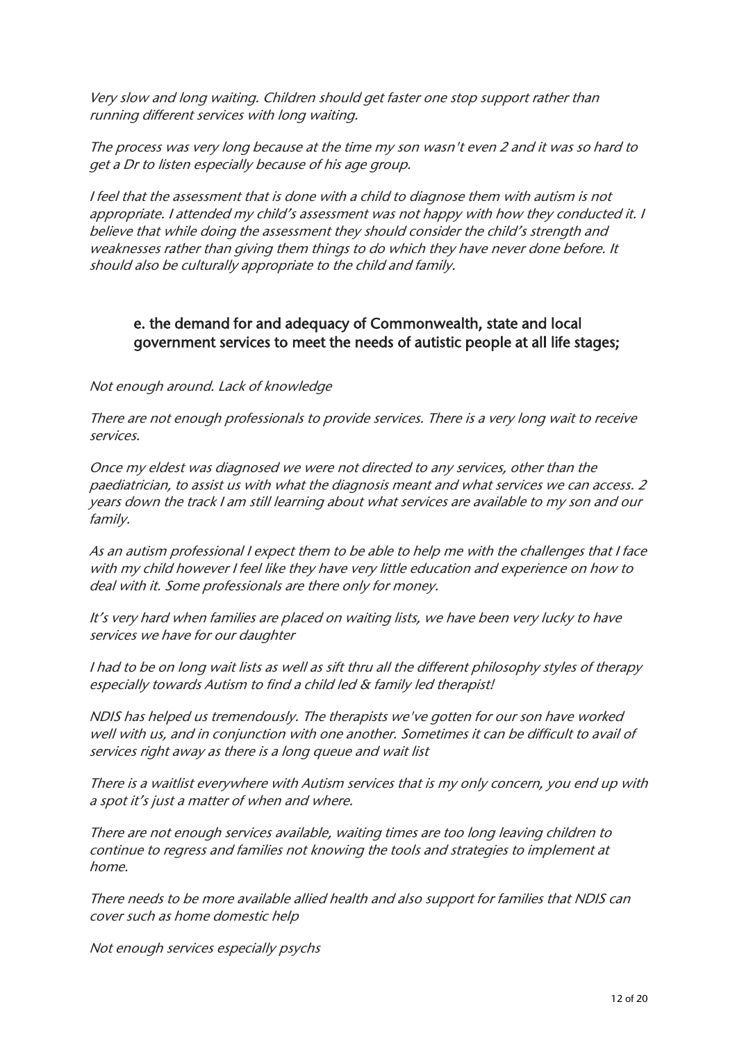*Very slow and long waiting. Children should get faster one stop support rather than running different services with long waiting.*

*The process was very long because at the time my son wasn't even 2 and it was so hard to get a Dr to listen especially because of his age group.*

*I feel that the assessment that is done with a child to diagnose them with autism is not appropriate. I attended my child's assessment was not happy with how they conducted it. I believe that while doing the assessment they should consider the child's strength and weaknesses rather than giving them things to do which they have never done before. It should also be culturally appropriate to the child and family.*

### e. the demand for and adequacy of Commonwealth, state and local government services to meet the needs of autistic people at all life stages;

*Not enough around. Lack of knowledge*

*There are not enough professionals to provide services. There is a very long wait to receive services.*

*Once my eldest was diagnosed we were not directed to any services, other than the paediatrician, to assist us with what the diagnosis meant and what services we can access. 2 years down the track I am still learning about what services are available to my son and our family.*

*As an autism professional I expect them to be able to help me with the challenges that I face with my child however I feel like they have very little education and experience on how to deal with it. Some professionals are there only for money.*

*It's very hard when families are placed on waiting lists, we have been very lucky to have services we have for our daughter*

*I had to be on long wait lists as well as sift thru all the different philosophy styles of therapy especially towards Autism to find a child led & family led therapist!*

*NDIS has helped us tremendously. The therapists we've gotten for our son have worked well with us, and in conjunction with one another. Sometimes it can be difficult to avail of services right away as there is a long queue and wait list*

*There is a waitlist everywhere with Autism services that is my only concern, you end up with a spot it's just a matter of when and where.*

*There are not enough services available, waiting times are too long leaving children to continue to regress and families not knowing the tools and strategies to implement at home.*

*There needs to be more available allied health and also support for families that NDIS can cover such as home domestic help*

*Not enough services especially psychs*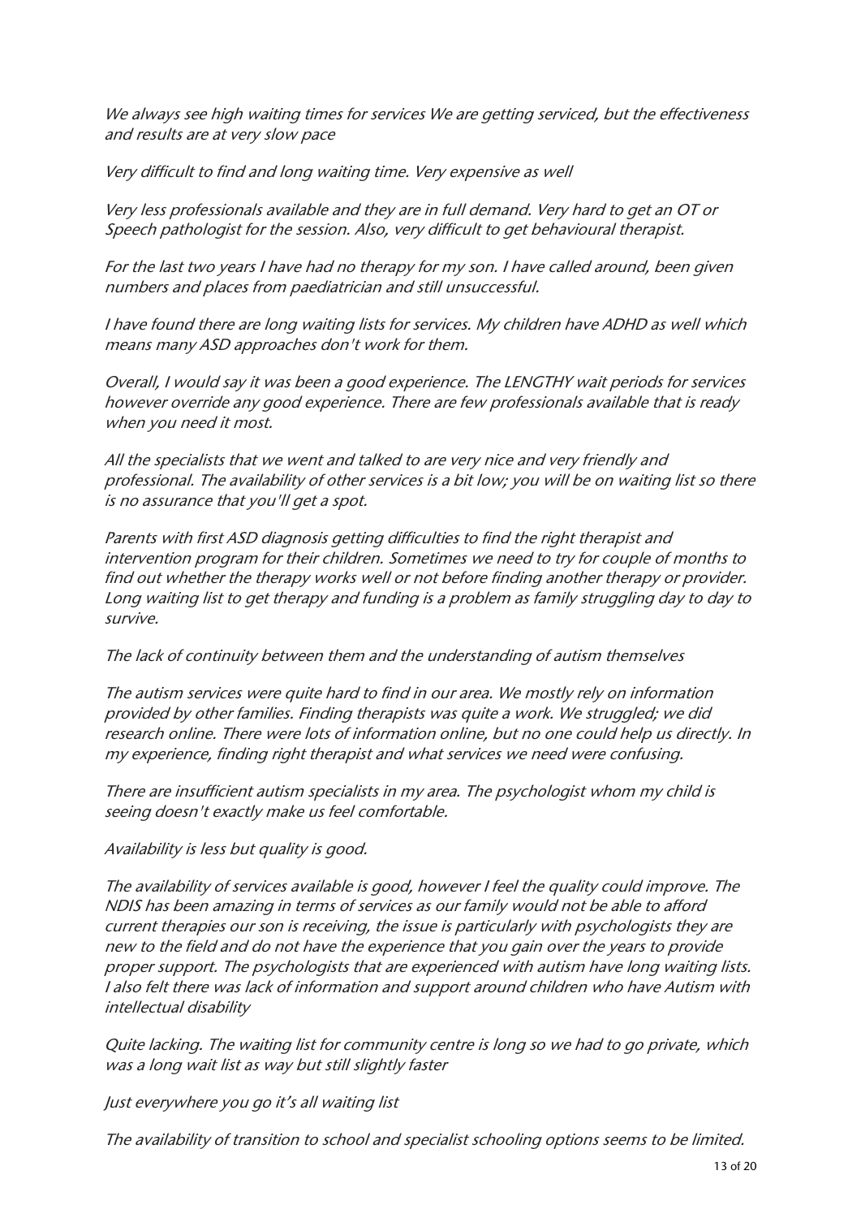*We always see high waiting times for services We are getting serviced, but the effectiveness and results are at very slow pace*

*Very difficult to find and long waiting time. Very expensive as well*

*Very less professionals available and they are in full demand. Very hard to get an OT or Speech pathologist for the session. Also, very difficult to get behavioural therapist.*

*For the last two years I have had no therapy for my son. I have called around, been given numbers and places from paediatrician and still unsuccessful.*

*I have found there are long waiting lists for services. My children have ADHD as well which means many ASD approaches don't work for them.*

*Overall, I would say it was been a good experience. The LENGTHY wait periods for services however override any good experience. There are few professionals available that is ready when you need it most.*

*All the specialists that we went and talked to are very nice and very friendly and professional. The availability of other services is a bit low; you will be on waiting list so there is no assurance that you'll get a spot.*

*Parents with first ASD diagnosis getting difficulties to find the right therapist and intervention program for their children. Sometimes we need to try for couple of months to find out whether the therapy works well or not before finding another therapy or provider. Long waiting list to get therapy and funding is a problem as family struggling day to day to survive.*

*The lack of continuity between them and the understanding of autism themselves*

*The autism services were quite hard to find in our area. We mostly rely on information provided by other families. Finding therapists was quite a work. We struggled; we did research online. There were lots of information online, but no one could help us directly. In my experience, finding right therapist and what services we need were confusing.*

*There are insufficient autism specialists in my area. The psychologist whom my child is seeing doesn't exactly make us feel comfortable.*

*Availability is less but quality is good.*

*The availability of services available is good, however I feel the quality could improve. The NDIS has been amazing in terms of services as our family would not be able to afford current therapies our son is receiving, the issue is particularly with psychologists they are new to the field and do not have the experience that you gain over the years to provide proper support. The psychologists that are experienced with autism have long waiting lists. I also felt there was lack of information and support around children who have Autism with intellectual disability*

*Quite lacking. The waiting list for community centre is long so we had to go private, which was a long wait list as way but still slightly faster*

*Just everywhere you go it's all waiting list*

*The availability of transition to school and specialist schooling options seems to be limited.*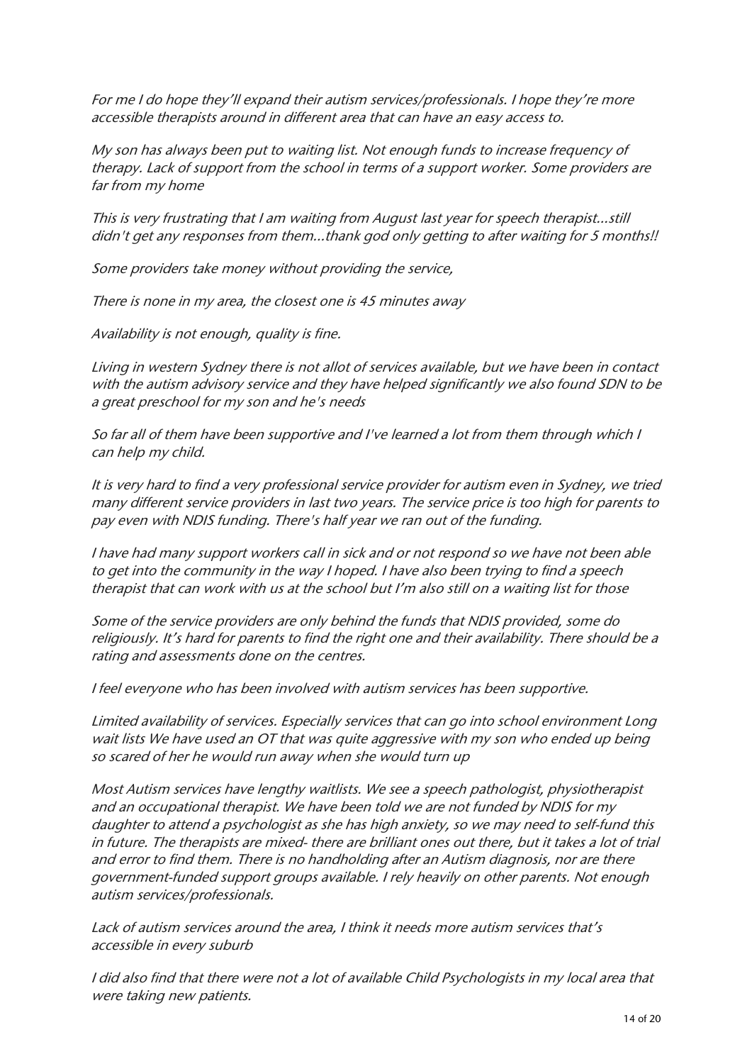*For me I do hope they'll expand their autism services/professionals. I hope they're more accessible therapists around in different area that can have an easy access to.*

*My son has always been put to waiting list. Not enough funds to increase frequency of therapy. Lack of support from the school in terms of a support worker. Some providers are far from my home*

*This is very frustrating that I am waiting from August last year for speech therapist…still didn't get any responses from them…thank god only getting to after waiting for 5 months!!*

*Some providers take money without providing the service,*

*There is none in my area, the closest one is 45 minutes away*

*Availability is not enough, quality is fine.*

*Living in western Sydney there is not allot of services available, but we have been in contact with the autism advisory service and they have helped significantly we also found SDN to be a great preschool for my son and he's needs*

*So far all of them have been supportive and I've learned a lot from them through which I can help my child.*

*It is very hard to find a very professional service provider for autism even in Sydney, we tried many different service providers in last two years. The service price is too high for parents to pay even with NDIS funding. There's half year we ran out of the funding.*

*I have had many support workers call in sick and or not respond so we have not been able to get into the community in the way I hoped. I have also been trying to find a speech therapist that can work with us at the school but I'm also still on a waiting list for those*

*Some of the service providers are only behind the funds that NDIS provided, some do religiously. It's hard for parents to find the right one and their availability. There should be a rating and assessments done on the centres.*

*I feel everyone who has been involved with autism services has been supportive.*

*Limited availability of services. Especially services that can go into school environment Long wait lists We have used an OT that was quite aggressive with my son who ended up being so scared of her he would run away when she would turn up*

*Most Autism services have lengthy waitlists. We see a speech pathologist, physiotherapist and an occupational therapist. We have been told we are not funded by NDIS for my daughter to attend a psychologist as she has high anxiety, so we may need to self-fund this in future. The therapists are mixed- there are brilliant ones out there, but it takes a lot of trial and error to find them. There is no handholding after an Autism diagnosis, nor are there government-funded support groups available. I rely heavily on other parents. Not enough autism services/professionals.*

*Lack of autism services around the area, I think it needs more autism services that's accessible in every suburb*

*I did also find that there were not a lot of available Child Psychologists in my local area that were taking new patients.*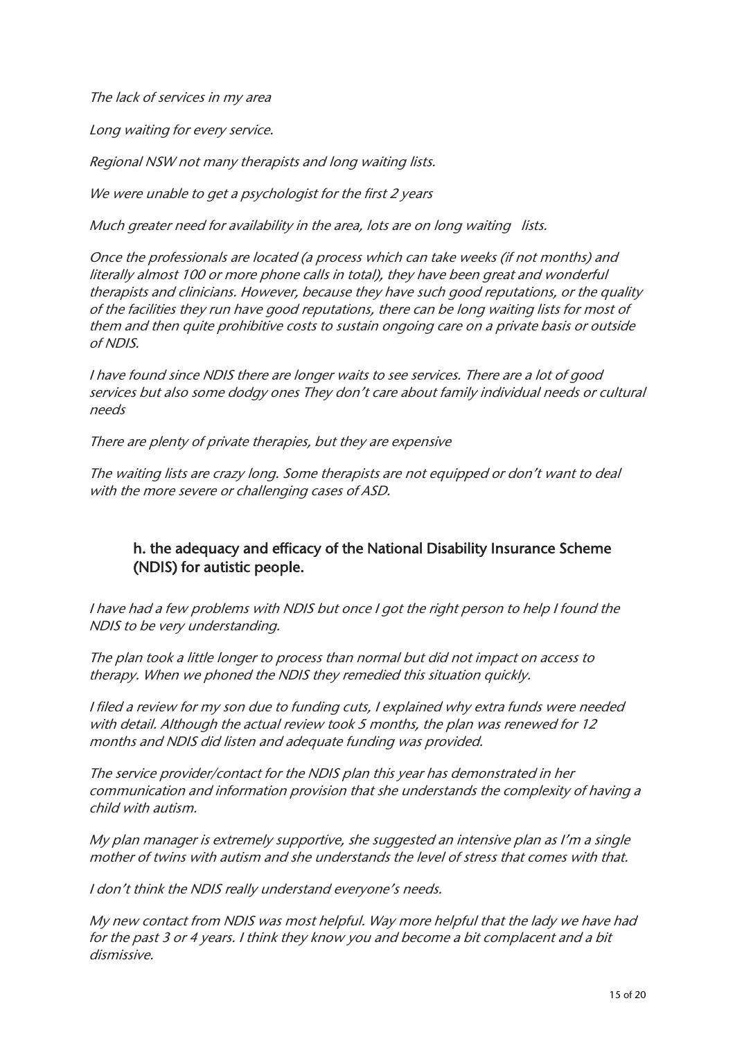*The lack of services in my area*

*Long waiting for every service.*

*Regional NSW not many therapists and long waiting lists.*

*We were unable to get a psychologist for the first 2 years*

*Much greater need for availability in the area, lots are on long waiting lists.*

*Once the professionals are located (a process which can take weeks (if not months) and literally almost 100 or more phone calls in total), they have been great and wonderful therapists and clinicians. However, because they have such good reputations, or the quality of the facilities they run have good reputations, there can be long waiting lists for most of them and then quite prohibitive costs to sustain ongoing care on a private basis or outside of NDIS.*

*I have found since NDIS there are longer waits to see services. There are a lot of good services but also some dodgy ones They don't care about family individual needs or cultural needs*

*There are plenty of private therapies, but they are expensive*

*The waiting lists are crazy long. Some therapists are not equipped or don't want to deal with the more severe or challenging cases of ASD.*

### h. the adequacy and efficacy of the National Disability Insurance Scheme (NDIS) for autistic people.

*I have had a few problems with NDIS but once I got the right person to help I found the NDIS to be very understanding.*

*The plan took a little longer to process than normal but did not impact on access to therapy. When we phoned the NDIS they remedied this situation quickly.*

*I filed a review for my son due to funding cuts, I explained why extra funds were needed with detail. Although the actual review took 5 months, the plan was renewed for 12 months and NDIS did listen and adequate funding was provided.*

*The service provider/contact for the NDIS plan this year has demonstrated in her communication and information provision that she understands the complexity of having a child with autism.*

*My plan manager is extremely supportive, she suggested an intensive plan as I'm a single mother of twins with autism and she understands the level of stress that comes with that.*

*I don't think the NDIS really understand everyone's needs.*

*My new contact from NDIS was most helpful. Way more helpful that the lady we have had for the past 3 or 4 years. I think they know you and become a bit complacent and a bit dismissive.*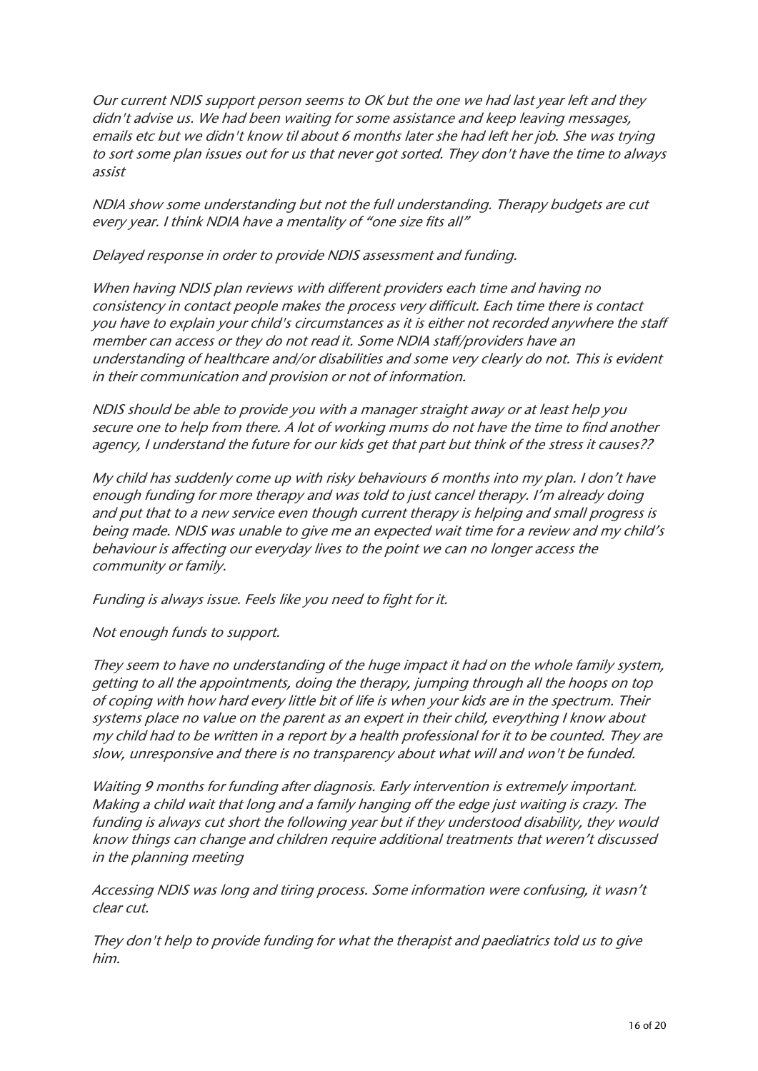*Our current NDIS support person seems to OK but the one we had last year left and they didn't advise us. We had been waiting for some assistance and keep leaving messages, emails etc but we didn't know til about 6 months later she had left her job. She was trying to sort some plan issues out for us that never got sorted. They don't have the time to always assist*

*NDIA show some understanding but not the full understanding. Therapy budgets are cut every year. I think NDIA have a mentality of "one size fits all"*

*Delayed response in order to provide NDIS assessment and funding.*

*When having NDIS plan reviews with different providers each time and having no consistency in contact people makes the process very difficult. Each time there is contact you have to explain your child's circumstances as it is either not recorded anywhere the staff member can access or they do not read it. Some NDIA staff/providers have an understanding of healthcare and/or disabilities and some very clearly do not. This is evident in their communication and provision or not of information.*

*NDIS should be able to provide you with a manager straight away or at least help you secure one to help from there. A lot of working mums do not have the time to find another agency, I understand the future for our kids get that part but think of the stress it causes??*

*My child has suddenly come up with risky behaviours 6 months into my plan. I don't have enough funding for more therapy and was told to just cancel therapy. I'm already doing and put that to a new service even though current therapy is helping and small progress is being made. NDIS was unable to give me an expected wait time for a review and my child's behaviour is affecting our everyday lives to the point we can no longer access the community or family.*

*Funding is always issue. Feels like you need to fight for it.*

*Not enough funds to support.*

*They seem to have no understanding of the huge impact it had on the whole family system, getting to all the appointments, doing the therapy, jumping through all the hoops on top of coping with how hard every little bit of life is when your kids are in the spectrum. Their systems place no value on the parent as an expert in their child, everything I know about my child had to be written in a report by a health professional for it to be counted. They are slow, unresponsive and there is no transparency about what will and won't be funded.*

*Waiting 9 months for funding after diagnosis. Early intervention is extremely important. Making a child wait that long and a family hanging off the edge just waiting is crazy. The funding is always cut short the following year but if they understood disability, they would know things can change and children require additional treatments that weren't discussed in the planning meeting*

*Accessing NDIS was long and tiring process. Some information were confusing, it wasn't clear cut.*

*They don't help to provide funding for what the therapist and paediatrics told us to give him.*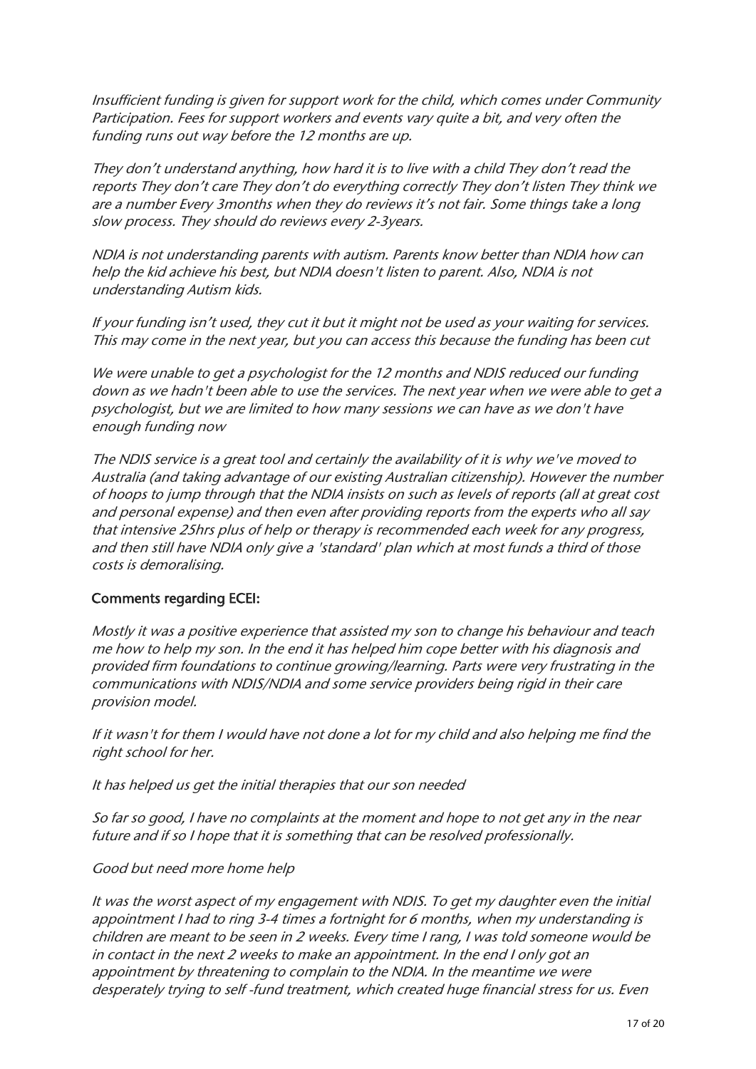*Insufficient funding is given for support work for the child, which comes under Community Participation. Fees for support workers and events vary quite a bit, and very often the funding runs out way before the 12 months are up.*

*They don't understand anything, how hard it is to live with a child They don't read the reports They don't care They don't do everything correctly They don't listen They think we are a number Every 3months when they do reviews it's not fair. Some things take a long slow process. They should do reviews every 2-3years.*

*NDIA is not understanding parents with autism. Parents know better than NDIA how can help the kid achieve his best, but NDIA doesn't listen to parent. Also, NDIA is not understanding Autism kids.*

*If your funding isn't used, they cut it but it might not be used as your waiting for services. This may come in the next year, but you can access this because the funding has been cut*

*We were unable to get a psychologist for the 12 months and NDIS reduced our funding down as we hadn't been able to use the services. The next year when we were able to get a psychologist, but we are limited to how many sessions we can have as we don't have enough funding now*

*The NDIS service is a great tool and certainly the availability of it is why we've moved to Australia (and taking advantage of our existing Australian citizenship). However the number of hoops to jump through that the NDIA insists on such as levels of reports (all at great cost and personal expense) and then even after providing reports from the experts who all say that intensive 25hrs plus of help or therapy is recommended each week for any progress, and then still have NDIA only give a 'standard' plan which at most funds a third of those costs is demoralising.*

**Comments regarding ECEI:**

*Mostly it was a positive experience that assisted my son to change his behaviour and teach me how to help my son. In the end it has helped him cope better with his diagnosis and provided firm foundations to continue growing/learning. Parts were very frustrating in the communications with NDIS/NDIA and some service providers being rigid in their care provision model.*

*If it wasn't for them I would have not done a lot for my child and also helping me find the right school for her.*

*It has helped us get the initial therapies that our son needed*

*So far so good, I have no complaints at the moment and hope to not get any in the near future and if so I hope that it is something that can be resolved professionally.*

*Good but need more home help*

*It was the worst aspect of my engagement with NDIS. To get my daughter even the initial appointment I had to ring 3-4 times a fortnight for 6 months, when my understanding is children are meant to be seen in 2 weeks. Every time I rang, I was told someone would be in contact in the next 2 weeks to make an appointment. In the end I only got an appointment by threatening to complain to the NDIA. In the meantime we were desperately trying to self -fund treatment, which created huge financial stress for us. Even*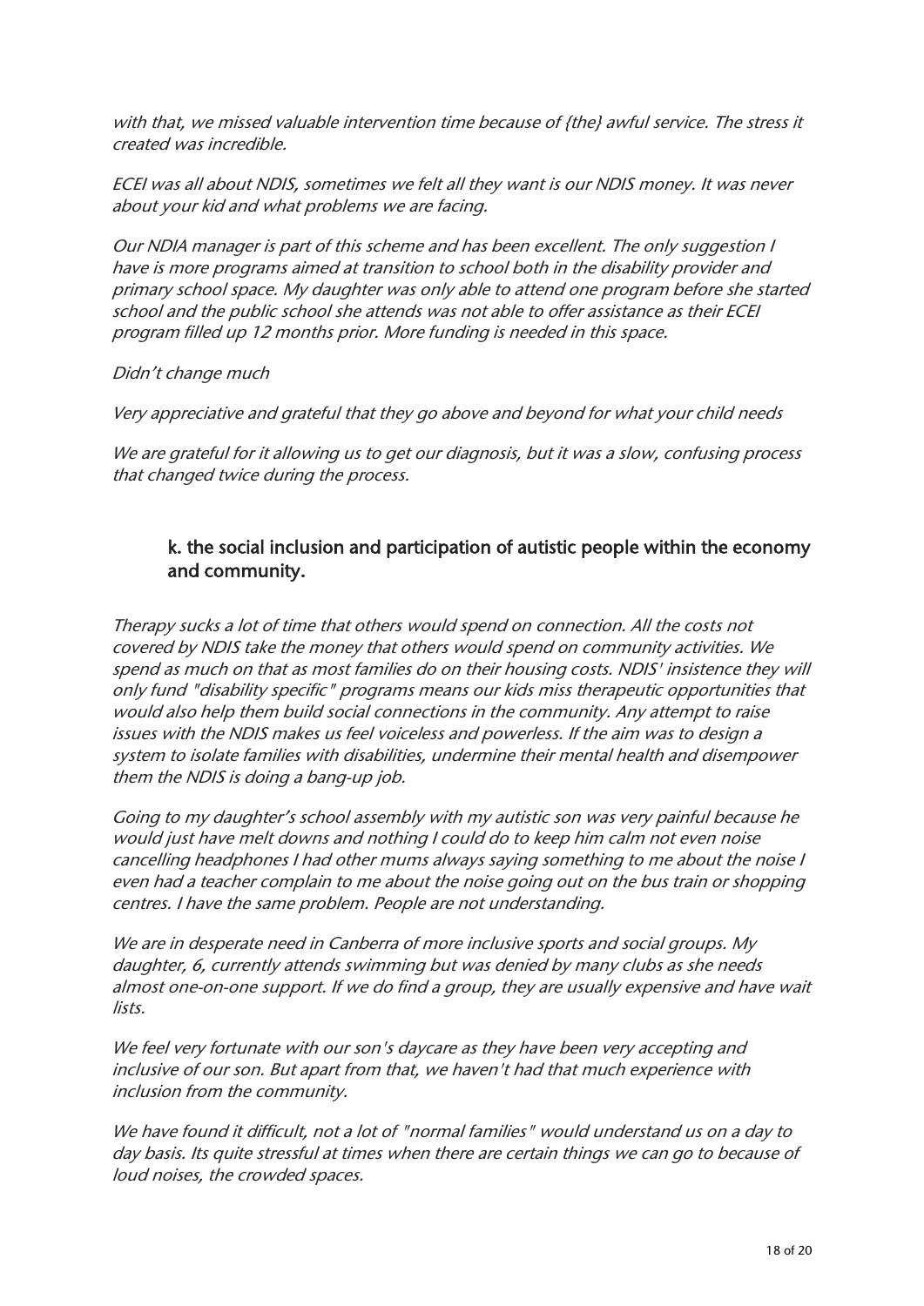*with that, we missed valuable intervention time because of {the} awful service. The stress it created was incredible.*

*ECEI was all about NDIS, sometimes we felt all they want is our NDIS money. It was never about your kid and what problems we are facing.*

*Our NDIA manager is part of this scheme and has been excellent. The only suggestion I have is more programs aimed at transition to school both in the disability provider and primary school space. My daughter was only able to attend one program before she started school and the public school she attends was not able to offer assistance as their ECEI program filled up 12 months prior. More funding is needed in this space.*

*Didn't change much*

*Very appreciative and grateful that they go above and beyond for what your child needs*

*We are grateful for it allowing us to get our diagnosis, but it was a slow, confusing process that changed twice during the process.*

### k. the social inclusion and participation of autistic people within the economy and community.

*Therapy sucks a lot of time that others would spend on connection. All the costs not covered by NDIS take the money that others would spend on community activities. We spend as much on that as most families do on their housing costs. NDIS' insistence they will only fund "disability specific" programs means our kids miss therapeutic opportunities that would also help them build social connections in the community. Any attempt to raise issues with the NDIS makes us feel voiceless and powerless. If the aim was to design a system to isolate families with disabilities, undermine their mental health and disempower them the NDIS is doing a bang-up job.*

*Going to my daughter's school assembly with my autistic son was very painful because he would just have melt downs and nothing I could do to keep him calm not even noise cancelling headphones I had other mums always saying something to me about the noise I even had a teacher complain to me about the noise going out on the bus train or shopping centres. I have the same problem. People are not understanding.*

*We are in desperate need in Canberra of more inclusive sports and social groups. My daughter, 6, currently attends swimming but was denied by many clubs as she needs almost one-on-one support. If we do find a group, they are usually expensive and have wait lists.*

*We feel very fortunate with our son's daycare as they have been very accepting and inclusive of our son. But apart from that, we haven't had that much experience with inclusion from the community.*

*We have found it difficult, not a lot of "normal families" would understand us on a day to day basis. Its quite stressful at times when there are certain things we can go to because of loud noises, the crowded spaces.*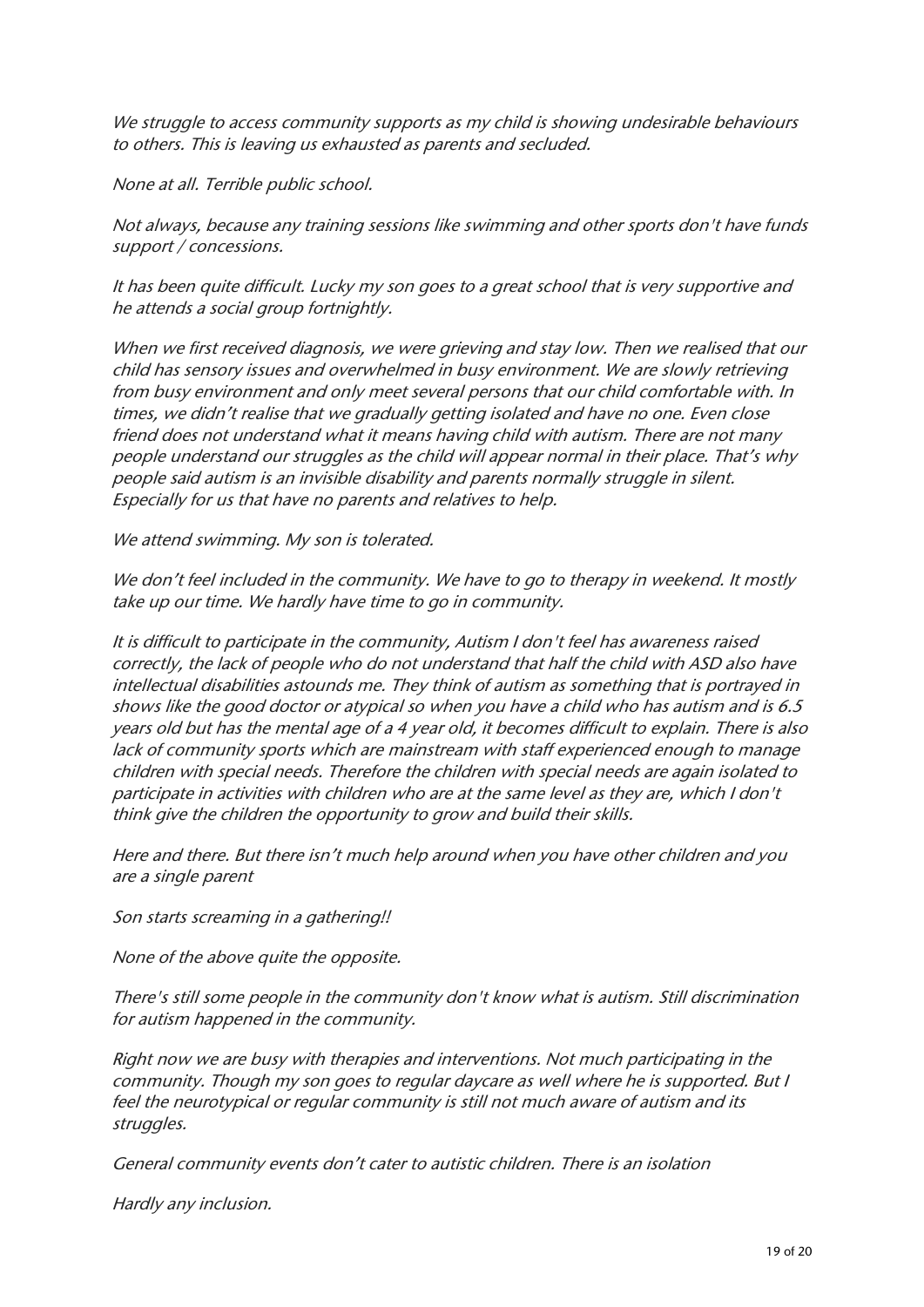*We struggle to access community supports as my child is showing undesirable behaviours to others. This is leaving us exhausted as parents and secluded.*

*None at all. Terrible public school.*

*Not always, because any training sessions like swimming and other sports don't have funds support / concessions.*

*It has been quite difficult. Lucky my son goes to a great school that is very supportive and he attends a social group fortnightly.*

*When we first received diagnosis, we were grieving and stay low. Then we realised that our child has sensory issues and overwhelmed in busy environment. We are slowly retrieving from busy environment and only meet several persons that our child comfortable with. In times, we didn't realise that we gradually getting isolated and have no one. Even close friend does not understand what it means having child with autism. There are not many people understand our struggles as the child will appear normal in their place. That's why people said autism is an invisible disability and parents normally struggle in silent. Especially for us that have no parents and relatives to help.*

*We attend swimming. My son is tolerated.*

*We don't feel included in the community. We have to go to therapy in weekend. It mostly take up our time. We hardly have time to go in community.*

*It is difficult to participate in the community, Autism I don't feel has awareness raised correctly, the lack of people who do not understand that half the child with ASD also have intellectual disabilities astounds me. They think of autism as something that is portrayed in shows like the good doctor or atypical so when you have a child who has autism and is 6.5 years old but has the mental age of a 4 year old, it becomes difficult to explain. There is also lack of community sports which are mainstream with staff experienced enough to manage children with special needs. Therefore the children with special needs are again isolated to participate in activities with children who are at the same level as they are, which I don't think give the children the opportunity to grow and build their skills.*

*Here and there. But there isn't much help around when you have other children and you are a single parent*

*Son starts screaming in a gathering!!*

*None of the above quite the opposite.*

*There's still some people in the community don't know what is autism. Still discrimination for autism happened in the community.*

*Right now we are busy with therapies and interventions. Not much participating in the community. Though my son goes to regular daycare as well where he is supported. But I feel the neurotypical or regular community is still not much aware of autism and its struggles.*

*General community events don't cater to autistic children. There is an isolation*

*Hardly any inclusion.*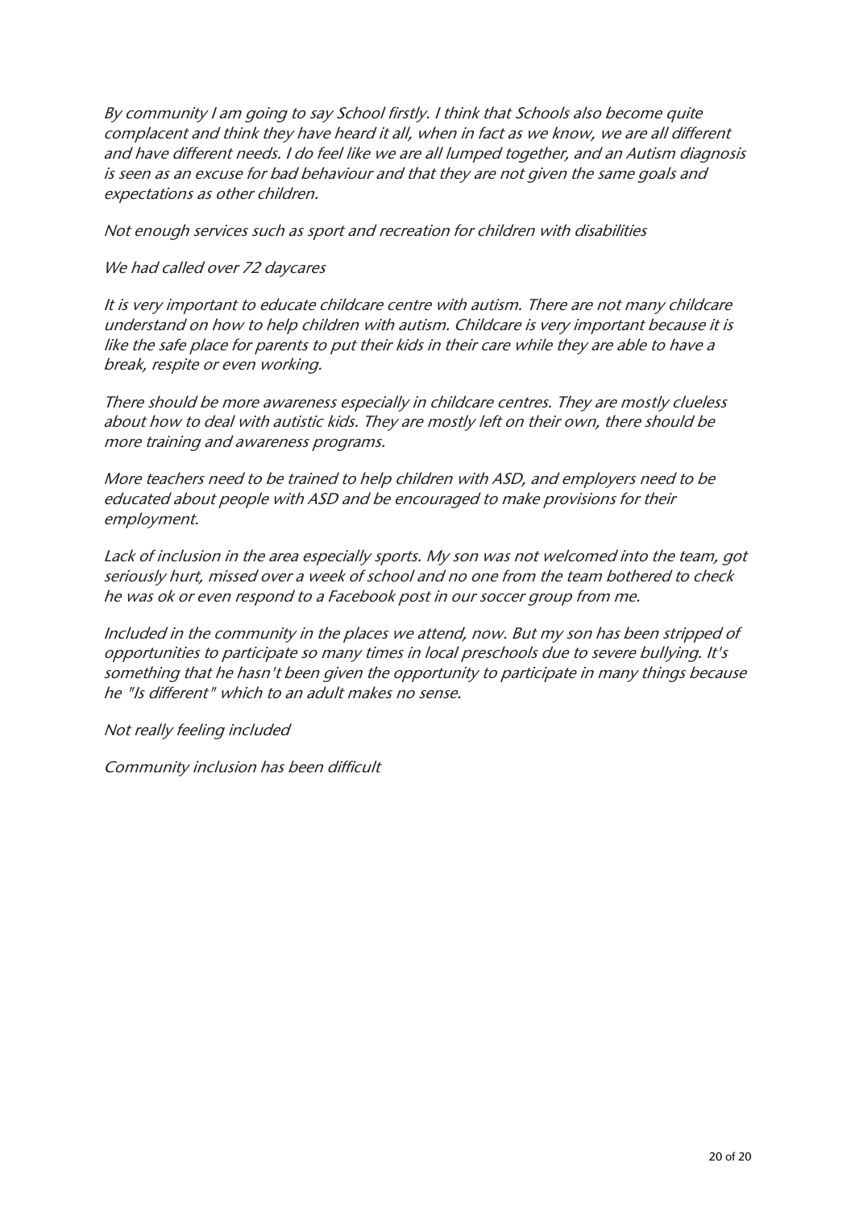*By community I am going to say School firstly. I think that Schools also become quite complacent and think they have heard it all, when in fact as we know, we are all different and have different needs. I do feel like we are all lumped together, and an Autism diagnosis is seen as an excuse for bad behaviour and that they are not given the same goals and expectations as other children.*

*Not enough services such as sport and recreation for children with disabilities*

*We had called over 72 daycares*

*It is very important to educate childcare centre with autism. There are not many childcare understand on how to help children with autism. Childcare is very important because it is like the safe place for parents to put their kids in their care while they are able to have a break, respite or even working.*

*There should be more awareness especially in childcare centres. They are mostly clueless about how to deal with autistic kids. They are mostly left on their own, there should be more training and awareness programs.*

*More teachers need to be trained to help children with ASD, and employers need to be educated about people with ASD and be encouraged to make provisions for their employment.*

*Lack of inclusion in the area especially sports. My son was not welcomed into the team, got seriously hurt, missed over a week of school and no one from the team bothered to check he was ok or even respond to a Facebook post in our soccer group from me.*

*Included in the community in the places we attend, now. But my son has been stripped of opportunities to participate so many times in local preschools due to severe bullying. It's something that he hasn't been given the opportunity to participate in many things because he "Is different" which to an adult makes no sense.*

*Not really feeling included*

*Community inclusion has been difficult*